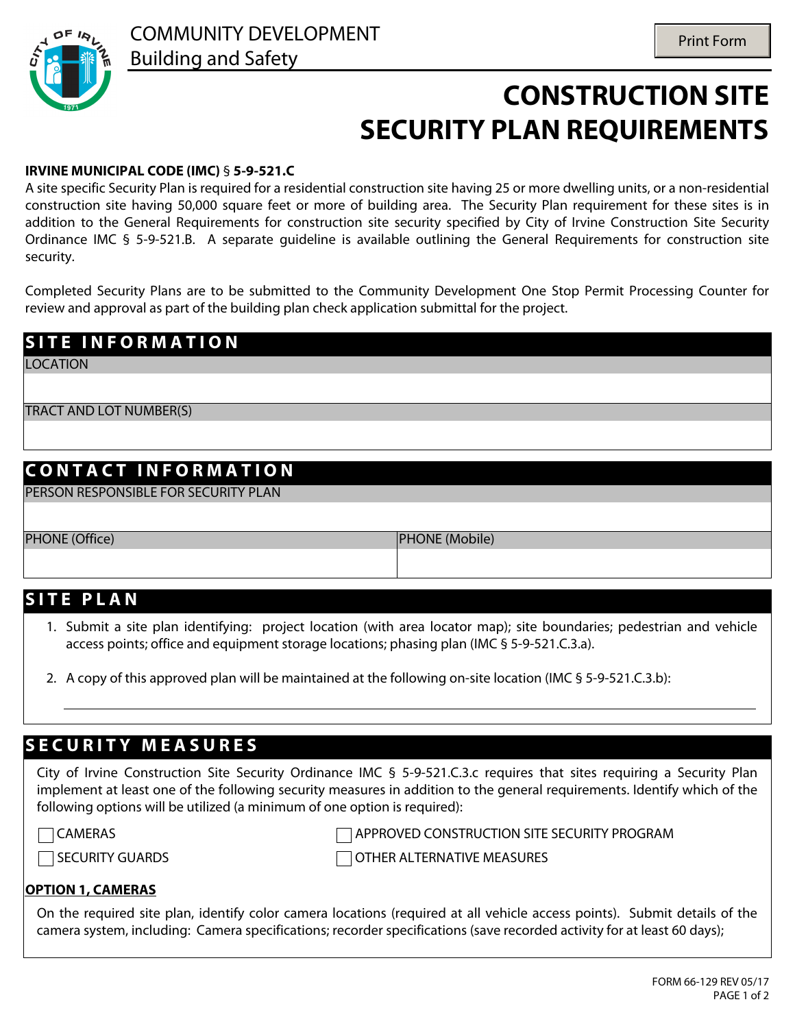COMMUNITY DEVELOPMENT
Building and Safety

# CONSTRUCTION SITE SECURITY PLAN REQUIREMENTS

**IRVINE MUNICIPAL CODE (IMC)** § **5-9-521.C**

A site specific Security Plan is required for a residential construction site having 25 or more dwelling units, or a non-residential construction site having 50,000 square feet or more of building area. The Security Plan requirement for these sites is in addition to the General Requirements for construction site security specified by City of Irvine Construction Site Security Ordinance IMC § 5-9-521.B. A separate guideline is available outlining the General Requirements for construction site security.

Completed Security Plans are to be submitted to the Community Development One Stop Permit Processing Counter for review and approval as part of the building plan check application submittal for the project.

## SITE INFORMATION

LOCATION

TRACT AND LOT NUMBER(S)

## CONTACT INFORMATION

PERSON RESPONSIBLE FOR SECURITY PLAN

| PHONE (Office) | PHONE (Mobile) |
| --- | --- |
| | |

## SITE PLAN

1. Submit a site plan identifying: project location (with area locator map); site boundaries; pedestrian and vehicle access points; office and equipment storage locations; phasing plan (IMC § 5-9-521.C.3.a).
2. A copy of this approved plan will be maintained at the following on-site location (IMC § 5-9-521.C.3.b):

   ______________________________

## SECURITY MEASURES

City of Irvine Construction Site Security Ordinance IMC § 5-9-521.C.3.c requires that sites requiring a Security Plan implement at least one of the following security measures in addition to the general requirements. Identify which of the following options will be utilized (a minimum of one option is required):

- ☐ CAMERAS
- ☐ SECURITY GUARDS
- ☐ APPROVED CONSTRUCTION SITE SECURITY PROGRAM
- ☐ OTHER ALTERNATIVE MEASURES

**OPTION 1, CAMERAS**

On the required site plan, identify color camera locations (required at all vehicle access points). Submit details of the camera system, including: Camera specifications; recorder specifications (save recorded activity for at least 60 days);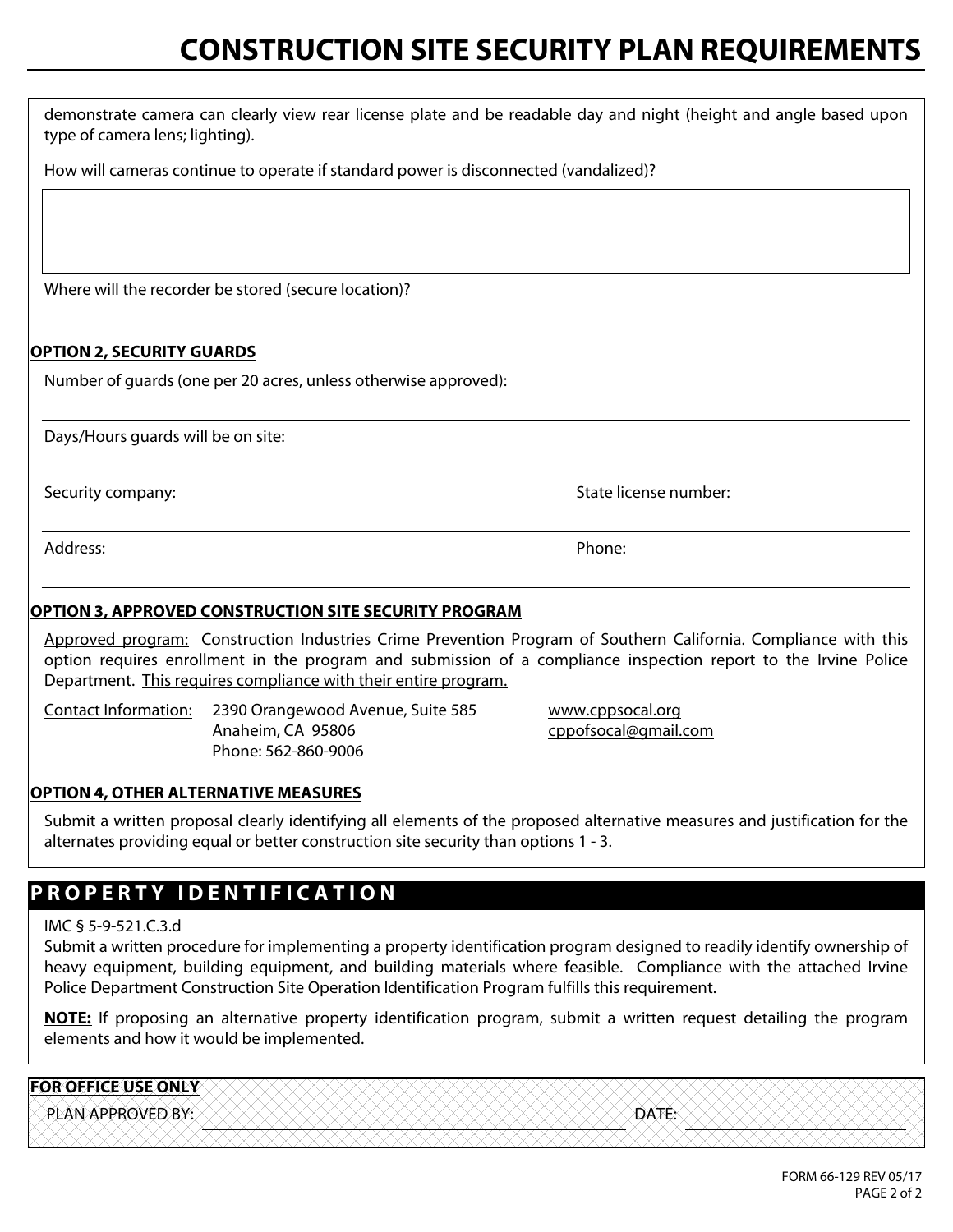demonstrate camera can clearly view rear license plate and be readable day and night (height and angle based upon type of camera lens; lighting).

How will cameras continue to operate if standard power is disconnected (vandalized)?

Where will the recorder be stored (secure location)?

**OPTION 2, SECURITY GUARDS**

Number of guards (one per 20 acres, unless otherwise approved):

Days/Hours guards will be on site:

Security company:

State license number:

Address:

Phone:

**OPTION 3, APPROVED CONSTRUCTION SITE SECURITY PROGRAM**

Approved program: Construction Industries Crime Prevention Program of Southern California. Compliance with this option requires enrollment in the program and submission of a compliance inspection report to the Irvine Police Department. This requires compliance with their entire program.

Contact Information: 2390 Orangewood Avenue, Suite 585
Anaheim, CA 95806
Phone: 562-860-9006

www.cppsocal.org
cppofsocal@gmail.com

**OPTION 4, OTHER ALTERNATIVE MEASURES**

Submit a written proposal clearly identifying all elements of the proposed alternative measures and justification for the alternates providing equal or better construction site security than options 1 - 3.

## PROPERTY IDENTIFICATION

IMC § 5-9-521.C.3.d

Submit a written procedure for implementing a property identification program designed to readily identify ownership of heavy equipment, building equipment, and building materials where feasible. Compliance with the attached Irvine Police Department Construction Site Operation Identification Program fulfills this requirement.

**NOTE:** If proposing an alternative property identification program, submit a written request detailing the program elements and how it would be implemented.

**FOR OFFICE USE ONLY**

PLAN APPROVED BY:

DATE:

FORM 66-129 REV 05/17